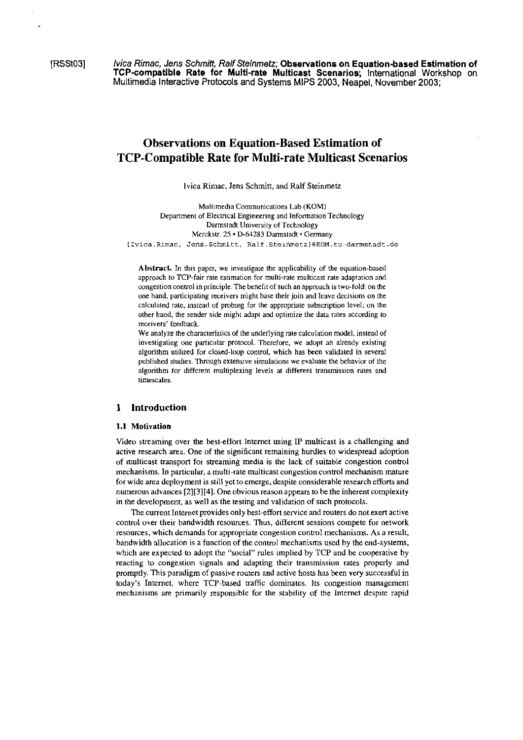[RSSt03] *Ivica Rimac, Jens Schmitt, Ralf Steinmetz;* **Observations on Equation-based Estimation of TCP-compatible Rate for Multi-rate Multicast Scenarios;** International Workshop on Multimedia Interactive Protocols and Systems MIPS 2003, Neapel, November 2003;

# Observations on Equation-Based Estimation of TCP-Compatible Rate for Multi-rate Multicast Scenarios

Ivica Rimac, Jens Schmitt, and Ralf Steinmetz

Multimedia Communications Lab (KOM)
Department of Electrical Engineering and Information Technology
Darmstadt University of Technology
Merckstr. 25 • D-64283 Darmstadt • Germany
{Ivica.Rimac, Jens.Schmitt, Ralf.Steinmetz}@KOM.tu-darmstadt.de

**Abstract.** In this paper, we investigate the applicability of the equation-based approach to TCP-fair rate estimation for multi-rate multicast rate adaptation and congestion control in principle. The benefit of such an approach is two-fold: on the one hand, participating receivers might base their join and leave decisions on the calculated rate, instead of probing for the appropriate subscription level; on the other hand, the sender side might adapt and optimize the data rates according to receivers' feedback.

We analyze the characteristics of the underlying rate calculation model, instead of investigating one particular protocol. Therefore, we adopt an already existing algorithm utilized for closed-loop control, which has been validated in several published studies. Through extensive simulations we evaluate the behavior of the algorithm for different multiplexing levels at different transmission rates and timescales.

## 1 Introduction

### 1.1 Motivation

Video streaming over the best-effort Internet using IP multicast is a challenging and active research area. One of the significant remaining hurdles to widespread adoption of multicast transport for streaming media is the lack of suitable congestion control mechanisms. In particular, a multi-rate multicast congestion control mechanism mature for wide area deployment is still yet to emerge, despite considerable research efforts and numerous advances [2][3][4]. One obvious reason appears to be the inherent complexity in the development, as well as the testing and validation of such protocols.

The current Internet provides only best-effort service and routers do not exert active control over their bandwidth resources. Thus, different sessions compete for network resources, which demands for appropriate congestion control mechanisms. As a result, bandwidth allocation is a function of the control mechanisms used by the end-systems, which are expected to adopt the "social" rules implied by TCP and be cooperative by reacting to congestion signals and adapting their transmission rates properly and promptly. This paradigm of passive routers and active hosts has been very successful in today's Internet, where TCP-based traffic dominates. Its congestion management mechanisms are primarily responsible for the stability of the Internet despite rapid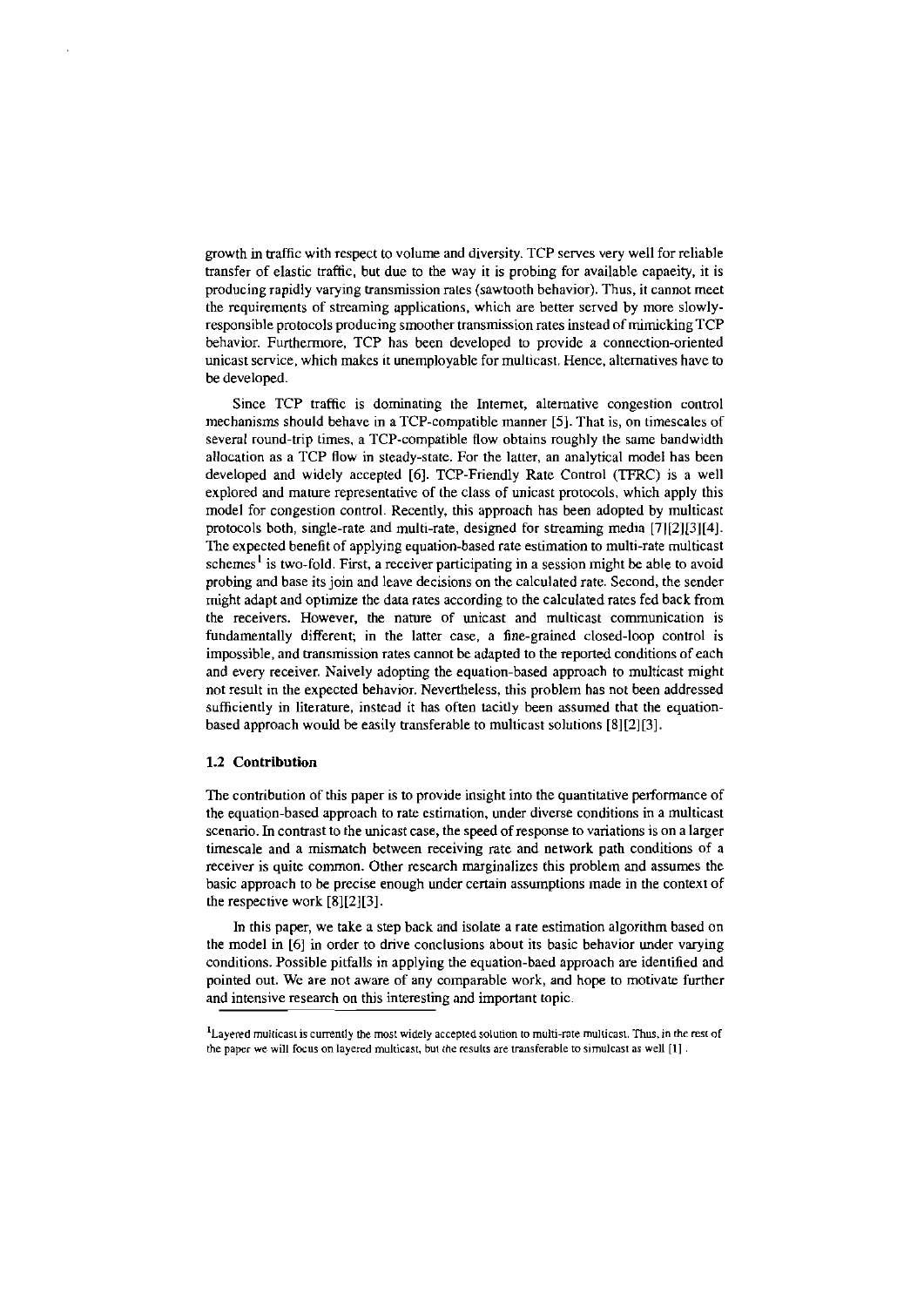growth in traffic with respect to volume and diversity. TCP serves very well for reliable transfer of elastic traffic, but due to the way it is probing for available capaeity, it is producing rapidly varying transmission rates (sawtooth behavior). Thus, it cannot meet the requirements of streaming applications, which are better served by more slowly-responsible protocols producing smoother transmission rates instead of mimicking TCP behavior. Furthermore, TCP has been developed to provide a connection-oriented unicast service, which makes it unemployable for multicast. Hence, alternatives have to be developed.

Since TCP traffic is dominating the Internet, alternative congestion control mechanisms should behave in a TCP-compatible manner [5]. That is, on timescales of several round-trip times, a TCP-compatible flow obtains roughly the same bandwidth allocation as a TCP flow in steady-state. For the latter, an analytical model has been developed and widely accepted [6]. TCP-Friendly Rate Control (TFRC) is a well explored and mature representative of the class of unicast protocols, which apply this model for congestion control. Recently, this approach has been adopted by multicast protocols both, single-rate and multi-rate, designed for streaming media [7][2][3][4]. The expected benefit of applying equation-based rate estimation to multi-rate multicast schemes[1] is two-fold. First, a receiver participating in a session might be able to avoid probing and base its join and leave decisions on the calculated rate. Second, the sender might adapt and optimize the data rates according to the calculated rates fed back from the receivers. However, the nature of unicast and multicast communication is fundamentally different; in the latter case, a fine-grained closed-loop control is impossible, and transmission rates cannot be adapted to the reported conditions of each and every receiver. Naively adopting the equation-based approach to multicast might not result in the expected behavior. Nevertheless, this problem has not been addressed sufficiently in literature, instead it has often tacitly been assumed that the equation-based approach would be easily transferable to multicast solutions [8][2][3].

### 1.2 Contribution

The contribution of this paper is to provide insight into the quantitative performance of the equation-based approach to rate estimation, under diverse conditions in a multicast scenario. In contrast to the unicast case, the speed of response to variations is on a larger timescale and a mismatch between receiving rate and network path conditions of a receiver is quite common. Other research marginalizes this problem and assumes the basic approach to be precise enough under certain assumptions made in the context of the respective work [8][2][3].

In this paper, we take a step back and isolate a rate estimation algorithm based on the model in [6] in order to drive conclusions about its basic behavior under varying conditions. Possible pitfalls in applying the equation-baed approach are identified and pointed out. We are not aware of any comparable work, and hope to motivate further and intensive research on this interesting and important topic.

[1] Layered multicast is currently the most widely accepted solution to multi-rate multicast. Thus, in the rest of the paper we will focus on layered multicast, but the results are transferable to simulcast as well [1].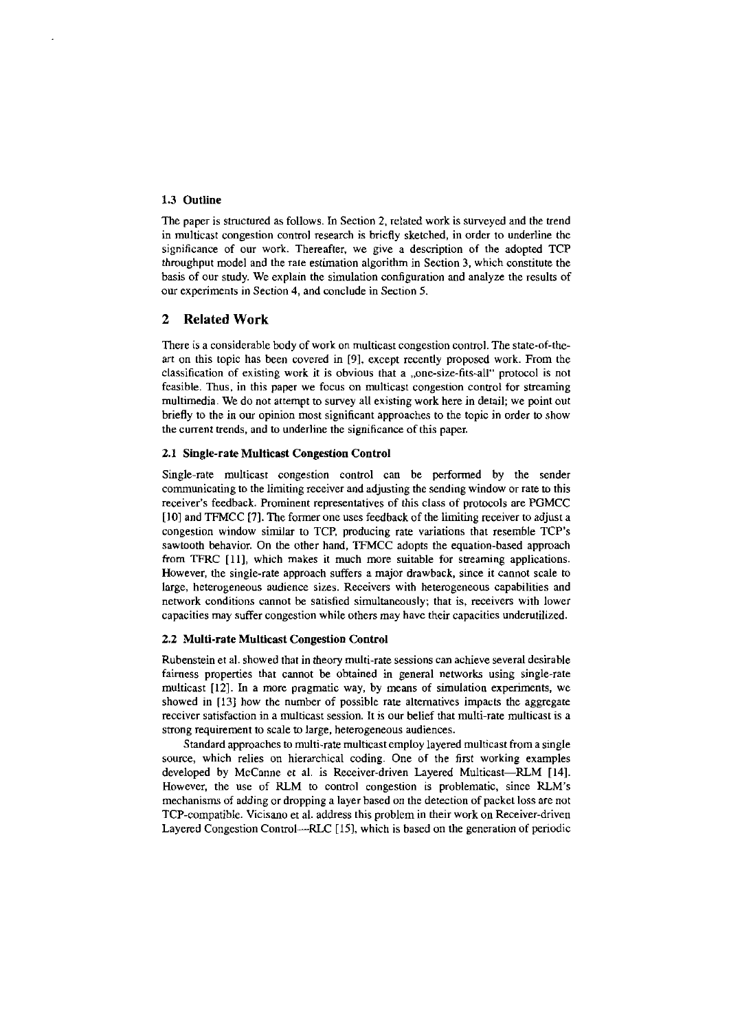### 1.3 Outline

The paper is structured as follows. In Section 2, related work is surveyed and the trend in multicast congestion control research is briefly sketched, in order to underline the significance of our work. Thereafter, we give a description of the adopted TCP throughput model and the rate estimation algorithm in Section 3, which constitute the basis of our study. We explain the simulation configuration and analyze the results of our experiments in Section 4, and conclude in Section 5.

## 2 Related Work

There is a considerable body of work on multicast congestion control. The state-of-the-art on this topic has been covered in [9], except recently proposed work. From the classification of existing work it is obvious that a „one-size-fits-all" protocol is not feasible. Thus, in this paper we focus on multicast congestion control for streaming multimedia. We do not attempt to survey all existing work here in detail; we point out briefly to the in our opinion most significant approaches to the topic in order to show the current trends, and to underline the significance of this paper.

### 2.1 Single-rate Multicast Congestion Control

Single-rate multicast congestion control can be performed by the sender communicating to the limiting receiver and adjusting the sending window or rate to this receiver's feedback. Prominent representatives of this class of protocols are PGMCC [10] and TFMCC [7]. The former one uses feedback of the limiting receiver to adjust a congestion window similar to TCP, producing rate variations that resemble TCP's sawtooth behavior. On the other hand, TFMCC adopts the equation-based approach from TFRC [11], which makes it much more suitable for streaming applications. However, the single-rate approach suffers a major drawback, since it cannot scale to large, heterogeneous audience sizes. Receivers with heterogeneous capabilities and network conditions cannot be satisfied simultaneously; that is, receivers with lower capacities may suffer congestion while others may have their capacities underutilized.

### 2.2 Multi-rate Multicast Congestion Control

Rubenstein et al. showed that in theory multi-rate sessions can achieve several desirable fairness properties that cannot be obtained in general networks using single-rate multicast [12]. In a more pragmatic way, by means of simulation experiments, we showed in [13] how the number of possible rate alternatives impacts the aggregate receiver satisfaction in a multicast session. It is our belief that multi-rate multicast is a strong requirement to scale to large, heterogeneous audiences.

Standard approaches to multi-rate multicast employ layered multicast from a single source, which relies on hierarchical coding. One of the first working examples developed by McCanne et al. is Receiver-driven Layered Multicast—RLM [14]. However, the use of RLM to control congestion is problematic, since RLM's mechanisms of adding or dropping a layer based on the detection of packet loss are not TCP-compatible. Vicisano et al. address this problem in their work on Receiver-driven Layered Congestion Control—RLC [15], which is based on the generation of periodic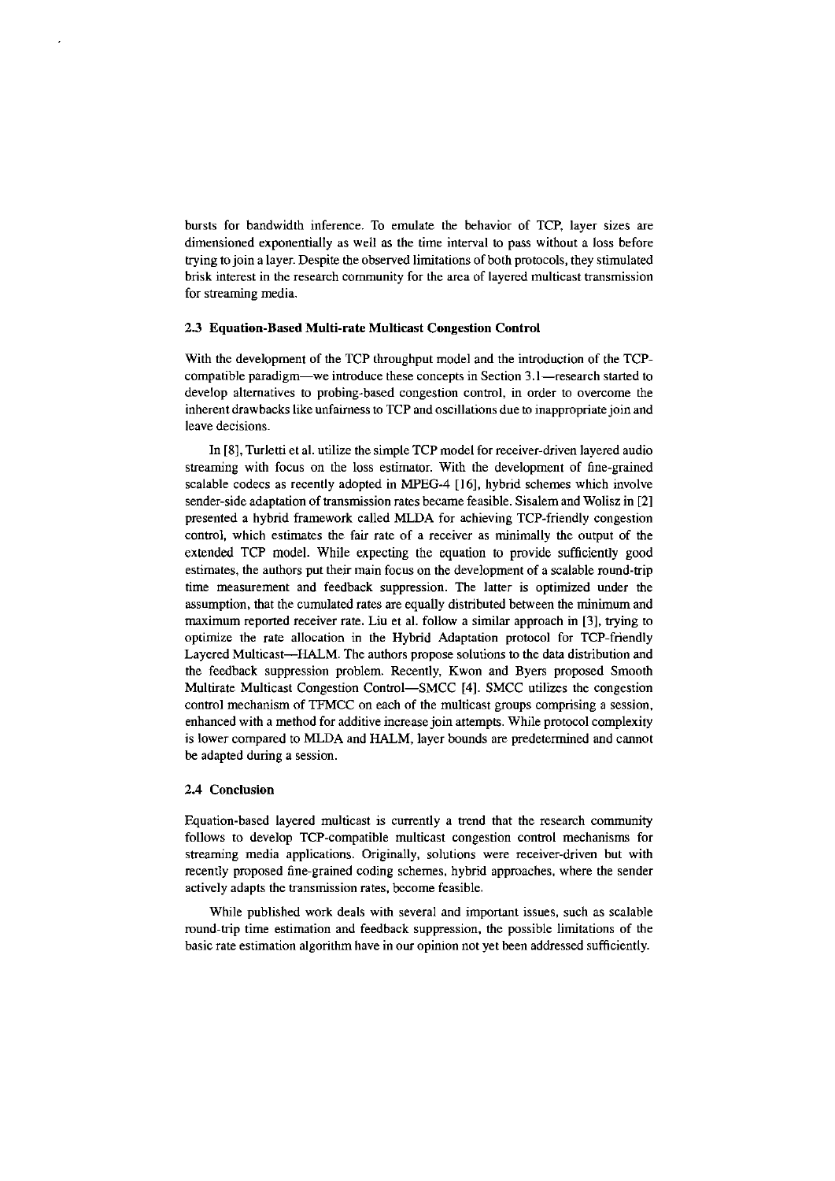bursts for bandwidth inference. To emulate the behavior of TCP, layer sizes are dimensioned exponentially as well as the time interval to pass without a loss before trying to join a layer. Despite the observed limitations of both protocols, they stimulated brisk interest in the research community for the area of layered multicast transmission for streaming media.

### 2.3 Equation-Based Multi-rate Multicast Congestion Control

With the development of the TCP throughput model and the introduction of the TCP-compatible paradigm—we introduce these concepts in Section 3.1—research started to develop alternatives to probing-based congestion control, in order to overcome the inherent drawbacks like unfairness to TCP and oscillations due to inappropriate join and leave decisions.

In [8], Turletti et al. utilize the simple TCP model for receiver-driven layered audio streaming with focus on the loss estimator. With the development of fine-grained scalable codecs as recently adopted in MPEG-4 [16], hybrid schemes which involve sender-side adaptation of transmission rates became feasible. Sisalem and Wolisz in [2] presented a hybrid framework called MLDA for achieving TCP-friendly congestion control, which estimates the fair rate of a receiver as minimally the output of the extended TCP model. While expecting the equation to provide sufficiently good estimates, the authors put their main focus on the development of a scalable round-trip time measurement and feedback suppression. The latter is optimized under the assumption, that the cumulated rates are equally distributed between the minimum and maximum reported receiver rate. Liu et al. follow a similar approach in [3], trying to optimize the rate allocation in the Hybrid Adaptation protocol for TCP-friendly Layered Multicast—HALM. The authors propose solutions to the data distribution and the feedback suppression problem. Recently, Kwon and Byers proposed Smooth Multirate Multicast Congestion Control—SMCC [4]. SMCC utilizes the congestion control mechanism of TFMCC on each of the multicast groups comprising a session, enhanced with a method for additive increase join attempts. While protocol complexity is lower compared to MLDA and HALM, layer bounds are predetermined and cannot be adapted during a session.

### 2.4 Conclusion

Equation-based layered multicast is currently a trend that the research community follows to develop TCP-compatible multicast congestion control mechanisms for streaming media applications. Originally, solutions were receiver-driven but with recently proposed fine-grained coding schemes, hybrid approaches, where the sender actively adapts the transmission rates, become feasible.

While published work deals with several and important issues, such as scalable round-trip time estimation and feedback suppression, the possible limitations of the basic rate estimation algorithm have in our opinion not yet been addressed sufficiently.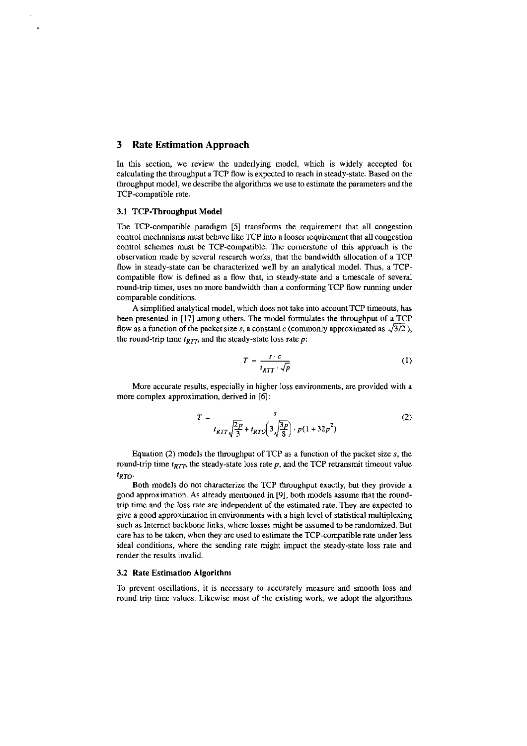## 3 Rate Estimation Approach

In this section, we review the underlying model, which is widely accepted for calculating the throughput a TCP flow is expected to reach in steady-state. Based on the throughput model, we describe the algorithms we use to estimate the parameters and the TCP-compatible rate.

### 3.1 TCP-Throughput Model

The TCP-compatible paradigm [5] transforms the requirement that all congestion control mechanisms must behave like TCP into a looser requirement that all congestion control schemes must be TCP-compatible. The cornerstone of this approach is the observation made by several research works, that the bandwidth allocation of a TCP flow in steady-state can be characterized well by an analytical model. Thus, a TCP-compatible flow is defined as a flow that, in steady-state and a timescale of several round-trip times, uses no more bandwidth than a conforming TCP flow running under comparable conditions.

A simplified analytical model, which does not take into account TCP timeouts, has been presented in [17] among others. The model formulates the throughput of a TCP flow as a function of the packet size $s$, a constant $c$ (commonly approximated as $\sqrt{3/2}$), the round-trip time $t_{RTT}$, and the steady-state loss rate $p$:

$$T = \frac{s \cdot c}{t_{RTT} \cdot \sqrt{p}} \tag{1}$$

More accurate results, especially in higher loss environments, are provided with a more complex approximation, derived in [6]:

$$T = \frac{s}{t_{RTT}\sqrt{\frac{2p}{3}} + t_{RTO}\left(3\sqrt{\frac{3p}{8}}\right) \cdot p(1 + 32p^2)} \tag{2}$$

Equation (2) models the throughput of TCP as a function of the packet size $s$, the round-trip time $t_{RTT}$, the steady-state loss rate $p$, and the TCP retransmit timeout value $t_{RTO}$.

Both models do not characterize the TCP throughput exactly, but they provide a good approximation. As already mentioned in [9], both models assume that the round-trip time and the loss rate are independent of the estimated rate. They are expected to give a good approximation in environments with a high level of statistical multiplexing such as Internet backbone links, where losses might be assumed to be randomized. But care has to be taken, when they are used to estimate the TCP-compatible rate under less ideal conditions, where the sending rate might impact the steady-state loss rate and render the results invalid.

### 3.2 Rate Estimation Algorithm

To prevent oscillations, it is necessary to accurately measure and smooth loss and round-trip time values. Likewise most of the existing work, we adopt the algorithms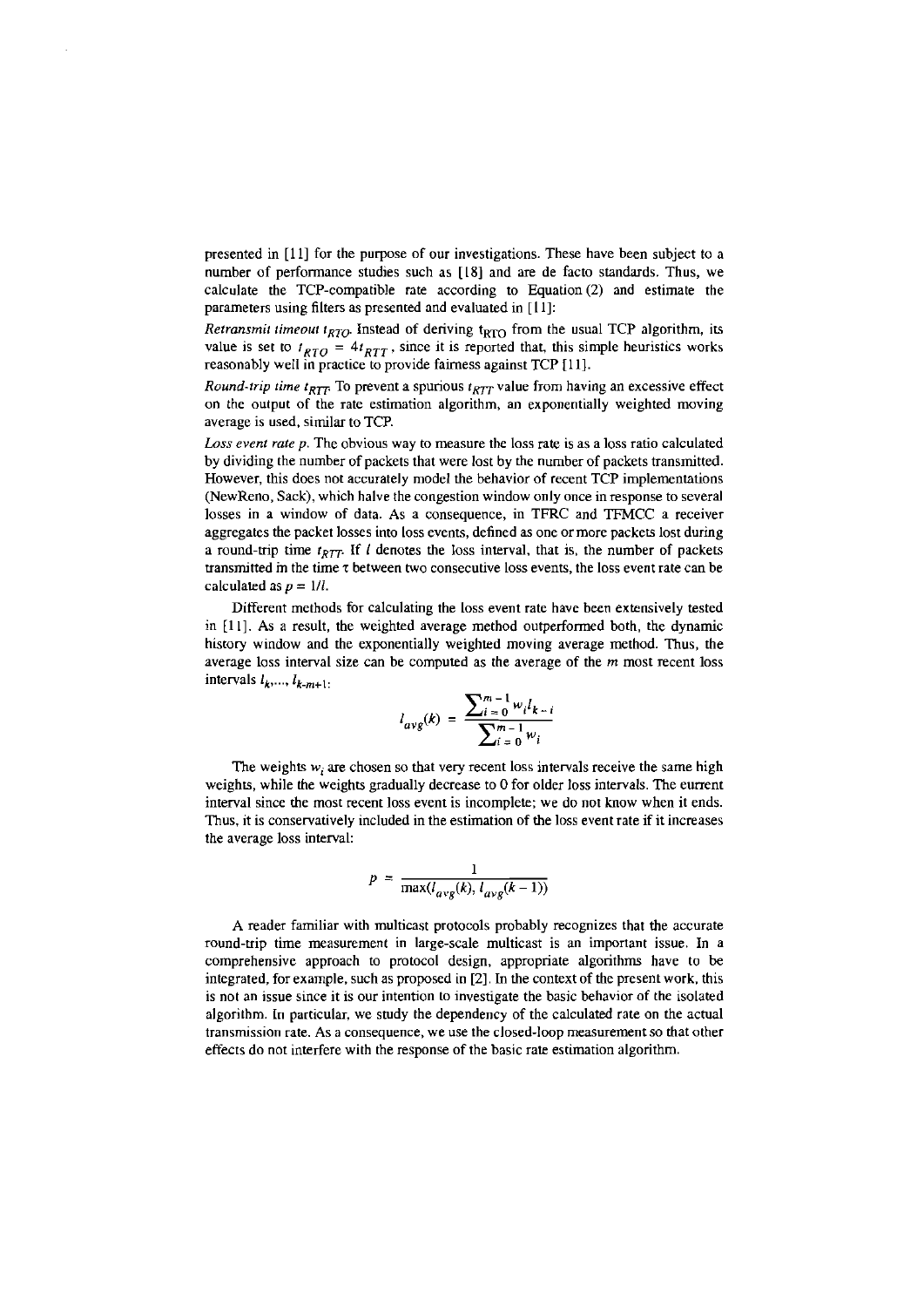presented in [11] for the purpose of our investigations. These have been subject to a number of performance studies such as [18] and are de facto standards. Thus, we calculate the TCP-compatible rate according to Equation (2) and estimate the parameters using filters as presented and evaluated in [11]:

*Retransmit timeout* $t_{RTO}$. Instead of deriving $t_{RTO}$ from the usual TCP algorithm, its value is set to $t_{RTO} = 4t_{RTT}$, since it is reported that, this simple heuristics works reasonably well in practice to provide fairness against TCP [11].

*Round-trip time* $t_{RTT}$. To prevent a spurious $t_{RTT}$ value from having an excessive effect on the output of the rate estimation algorithm, an exponentially weighted moving average is used, similar to TCP.

*Loss event rate* $p$. The obvious way to measure the loss rate is as a loss ratio calculated by dividing the number of packets that were lost by the number of packets transmitted. However, this does not accurately model the behavior of recent TCP implementations (NewReno, Sack), which halve the congestion window only once in response to several losses in a window of data. As a consequence, in TFRC and TFMCC a receiver aggregates the packet losses into loss events, defined as one or more packets lost during a round-trip time $t_{RTT}$. If $l$ denotes the loss interval, that is, the number of packets transmitted in the time $\tau$ between two consecutive loss events, the loss event rate can be calculated as $p = 1/l$.

Different methods for calculating the loss event rate have been extensively tested in [11]. As a result, the weighted average method outperformed both, the dynamic history window and the exponentially weighted moving average method. Thus, the average loss interval size can be computed as the average of the $m$ most recent loss intervals $l_k, \ldots, l_{k-m+1}$:

$$l_{avg}(k) = \frac{\sum_{i=0}^{m-1} w_i l_{k-i}}{\sum_{i=0}^{m-1} w_i}$$

The weights $w_i$ are chosen so that very recent loss intervals receive the same high weights, while the weights gradually decrease to 0 for older loss intervals. The current interval since the most recent loss event is incomplete; we do not know when it ends. Thus, it is conservatively included in the estimation of the loss event rate if it increases the average loss interval:

$$p = \frac{1}{\max(l_{avg}(k), l_{avg}(k-1))}$$

A reader familiar with multicast protocols probably recognizes that the accurate round-trip time measurement in large-scale multicast is an important issue. In a comprehensive approach to protocol design, appropriate algorithms have to be integrated, for example, such as proposed in [2]. In the context of the present work, this is not an issue since it is our intention to investigate the basic behavior of the isolated algorithm. In particular, we study the dependency of the calculated rate on the actual transmission rate. As a consequence, we use the closed-loop measurement so that other effects do not interfere with the response of the basic rate estimation algorithm.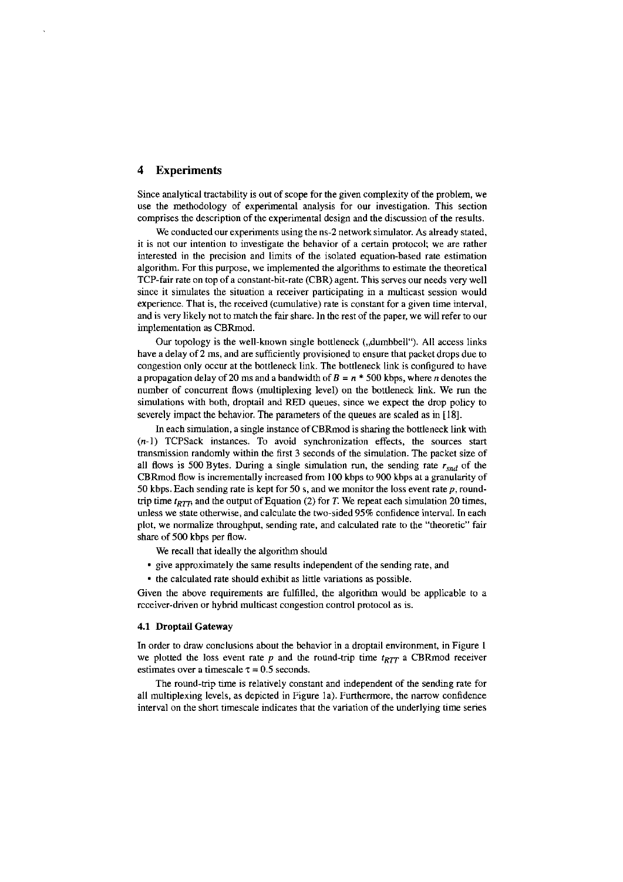## 4 Experiments

Since analytical tractability is out of scope for the given complexity of the problem, we use the methodology of experimental analysis for our investigation. This section comprises the description of the experimental design and the discussion of the results.

We conducted our experiments using the ns-2 network simulator. As already stated, it is not our intention to investigate the behavior of a certain protocol; we are rather interested in the precision and limits of the isolated equation-based rate estimation algorithm. For this purpose, we implemented the algorithms to estimate the theoretical TCP-fair rate on top of a constant-bit-rate (CBR) agent. This serves our needs very well since it simulates the situation a receiver participating in a multicast session would experience. That is, the received (cumulative) rate is constant for a given time interval, and is very likely not to match the fair share. In the rest of the paper, we will refer to our implementation as CBRmod.

Our topology is the well-known single bottleneck („dumbbell"). All access links have a delay of 2 ms, and are sufficiently provisioned to ensure that packet drops due to congestion only occur at the bottleneck link. The bottleneck link is configured to have a propagation delay of 20 ms and a bandwidth of $B = n * 500$ kbps, where $n$ denotes the number of concurrent flows (multiplexing level) on the bottleneck link. We run the simulations with both, droptail and RED queues, since we expect the drop policy to severely impact the behavior. The parameters of the queues are scaled as in [18].

In each simulation, a single instance of CBRmod is sharing the bottleneck link with ($n$-1) TCPSack instances. To avoid synchronization effects, the sources start transmission randomly within the first 3 seconds of the simulation. The packet size of all flows is 500 Bytes. During a single simulation run, the sending rate $r_{snd}$ of the CBRmod flow is incrementally increased from 100 kbps to 900 kbps at a granularity of 50 kbps. Each sending rate is kept for 50 s, and we monitor the loss event rate $p$, round-trip time $t_{RTT}$, and the output of Equation (2) for $T$. We repeat each simulation 20 times, unless we state otherwise, and calculate the two-sided 95% confidence interval. In each plot, we normalize throughput, sending rate, and calculated rate to the "theoretic" fair share of 500 kbps per flow.

We recall that ideally the algorithm should

- give approximately the same results independent of the sending rate, and
- the calculated rate should exhibit as little variations as possible.

Given the above requirements are fulfilled, the algorithm would be applicable to a receiver-driven or hybrid multicast congestion control protocol as is.

### 4.1 Droptail Gateway

In order to draw conclusions about the behavior in a droptail environment, in Figure 1 we plotted the loss event rate $p$ and the round-trip time $t_{RTT}$ a CBRmod receiver estimates over a timescale $\tau = 0.5$ seconds.

The round-trip time is relatively constant and independent of the sending rate for all multiplexing levels, as depicted in Figure 1a). Furthermore, the narrow confidence interval on the short timescale indicates that the variation of the underlying time series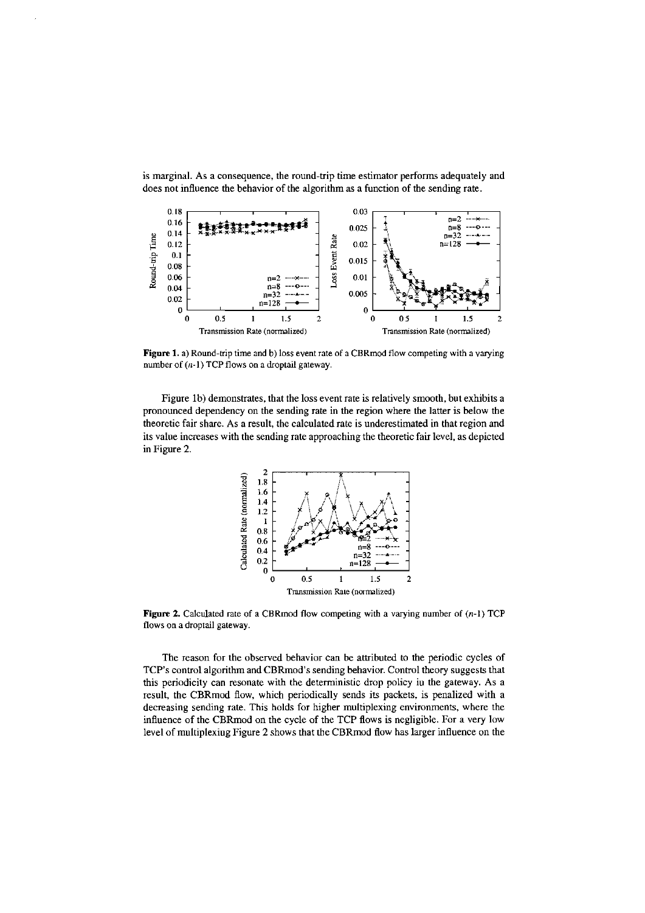is marginal. As a consequence, the round-trip time estimator performs adequately and does not influence the behavior of the algorithm as a function of the sending rate.

**Figure 1.** a) Round-trip time and b) loss event rate of a CBRmod flow competing with a varying number of ($n$-1) TCP flows on a droptail gateway.

Figure 1b) demonstrates, that the loss event rate is relatively smooth, but exhibits a pronounced dependency on the sending rate in the region where the latter is below the theoretic fair share. As a result, the calculated rate is underestimated in that region and its value increases with the sending rate approaching the theoretic fair level, as depicted in Figure 2.

**Figure 2.** Calculated rate of a CBRmod flow competing with a varying number of ($n$-1) TCP flows on a droptail gateway.

The reason for the observed behavior can be attributed to the periodic cycles of TCP's control algorithm and CBRmod's sending behavior. Control theory suggests that this periodicity can resonate with the deterministic drop policy in the gateway. As a result, the CBRmod flow, which periodically sends its packets, is penalized with a decreasing sending rate. This holds for higher multiplexing environments, where the influence of the CBRmod on the cycle of the TCP flows is negligible. For a very low level of multiplexing Figure 2 shows that the CBRmod flow has larger influence on the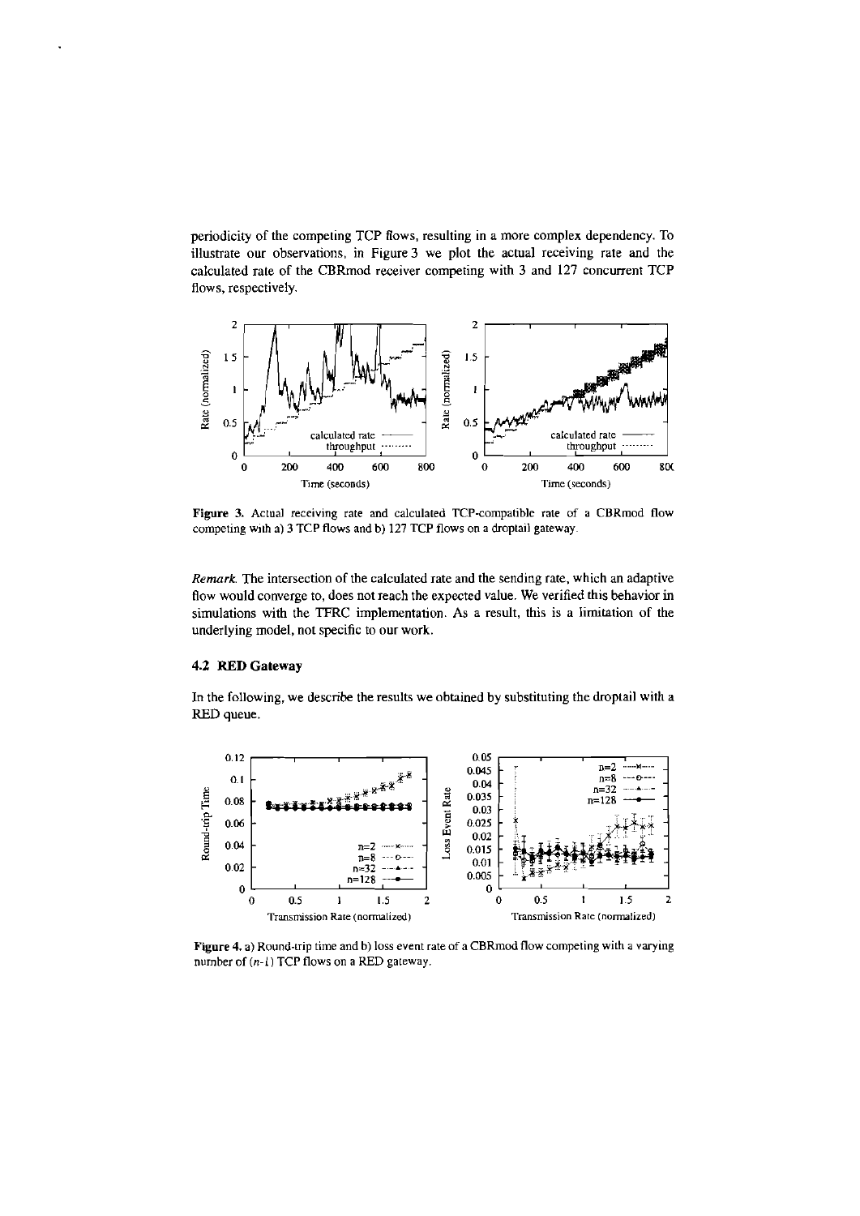periodicity of the competing TCP flows, resulting in a more complex dependency. To illustrate our observations, in Figure 3 we plot the actual receiving rate and the calculated rate of the CBRmod receiver competing with 3 and 127 concurrent TCP flows, respectively.

**Figure 3.** Actual receiving rate and calculated TCP-compatible rate of a CBRmod flow competing with a) 3 TCP flows and b) 127 TCP flows on a droptail gateway.

*Remark.* The intersection of the calculated rate and the sending rate, which an adaptive flow would converge to, does not reach the expected value. We verified this behavior in simulations with the TFRC implementation. As a result, this is a limitation of the underlying model, not specific to our work.

### 4.2 RED Gateway

In the following, we describe the results we obtained by substituting the droptail with a RED queue.

**Figure 4.** a) Round-trip time and b) loss event rate of a CBRmod flow competing with a varying number of ($n$-1) TCP flows on a RED gateway.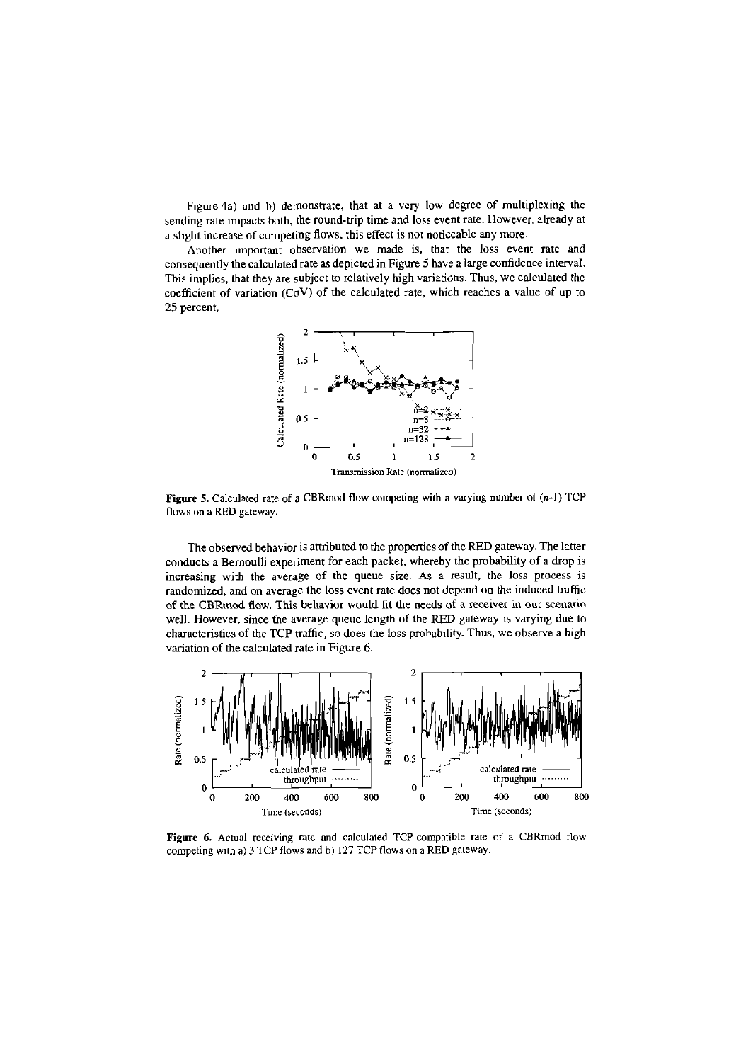Figure 4a) and b) demonstrate, that at a very low degree of multiplexing the sending rate impacts both, the round-trip time and loss event rate. However, already at a slight increase of competing flows, this effect is not noticeable any more.

Another important observation we made is, that the loss event rate and consequently the calculated rate as depicted in Figure 5 have a large confidence interval. This implies, that they are subject to relatively high variations. Thus, we calculated the coefficient of variation (CoV) of the calculated rate, which reaches a value of up to 25 percent.

**Figure 5.** Calculated rate of a CBRmod flow competing with a varying number of ($n$-1) TCP flows on a RED gateway.

The observed behavior is attributed to the properties of the RED gateway. The latter conducts a Bernoulli experiment for each packet, whereby the probability of a drop is increasing with the average of the queue size. As a result, the loss process is randomized, and on average the loss event rate does not depend on the induced traffic of the CBRmod flow. This behavior would fit the needs of a receiver in our scenario well. However, since the average queue length of the RED gateway is varying due to characteristics of the TCP traffic, so does the loss probability. Thus, we observe a high variation of the calculated rate in Figure 6.

**Figure 6.** Actual receiving rate and calculated TCP-compatible rate of a CBRmod flow competing with a) 3 TCP flows and b) 127 TCP flows on a RED gateway.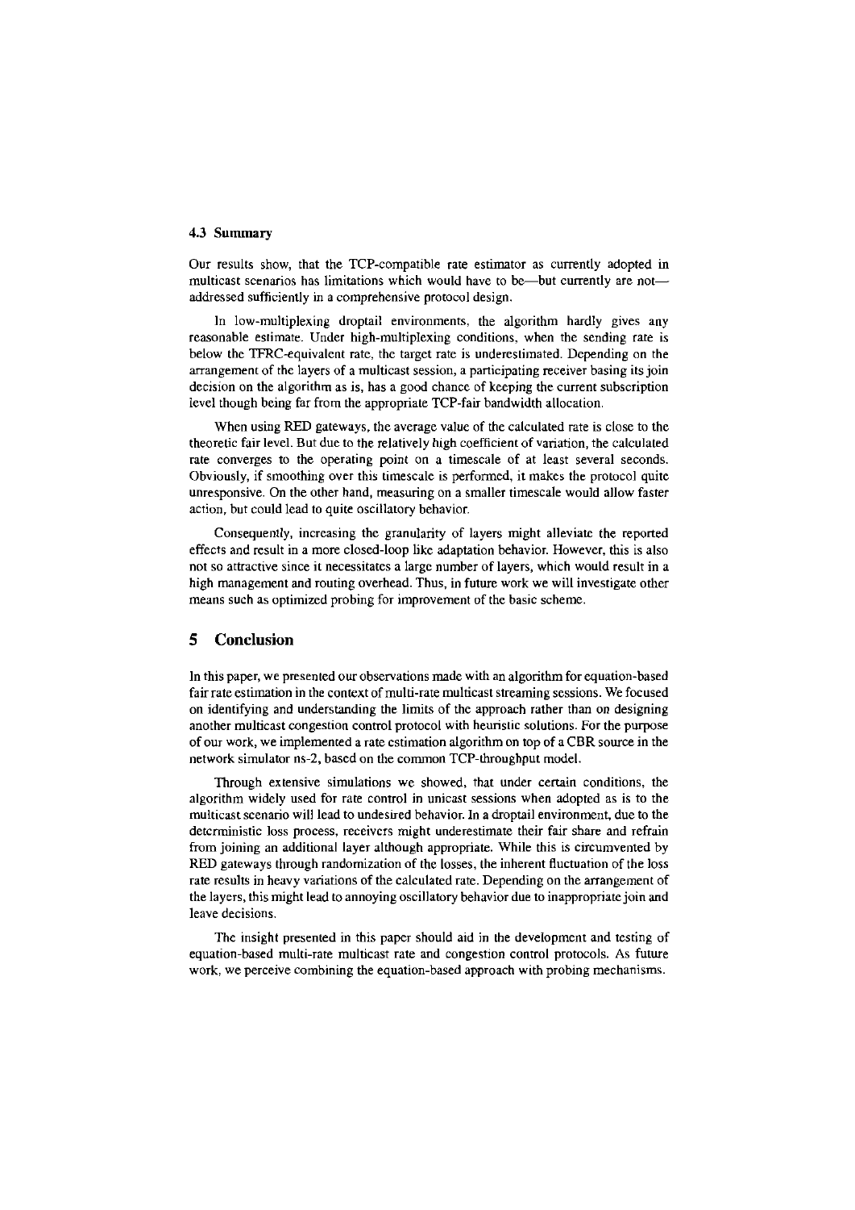### 4.3 Summary

Our results show, that the TCP-compatible rate estimator as currently adopted in multicast scenarios has limitations which would have to be—but currently are not—addressed sufficiently in a comprehensive protocol design.

In low-multiplexing droptail environments, the algorithm hardly gives any reasonable estimate. Under high-multiplexing conditions, when the sending rate is below the TFRC-equivalent rate, the target rate is underestimated. Depending on the arrangement of the layers of a multicast session, a participating receiver basing its join decision on the algorithm as is, has a good chance of keeping the current subscription level though being far from the appropriate TCP-fair bandwidth allocation.

When using RED gateways, the average value of the calculated rate is close to the theoretic fair level. But due to the relatively high coefficient of variation, the calculated rate converges to the operating point on a timescale of at least several seconds. Obviously, if smoothing over this timescale is performed, it makes the protocol quite unresponsive. On the other hand, measuring on a smaller timescale would allow faster action, but could lead to quite oscillatory behavior.

Consequently, increasing the granularity of layers might alleviate the reported effects and result in a more closed-loop like adaptation behavior. However, this is also not so attractive since it necessitates a large number of layers, which would result in a high management and routing overhead. Thus, in future work we will investigate other means such as optimized probing for improvement of the basic scheme.

## 5 Conclusion

In this paper, we presented our observations made with an algorithm for equation-based fair rate estimation in the context of multi-rate multicast streaming sessions. We focused on identifying and understanding the limits of the approach rather than on designing another multicast congestion control protocol with heuristic solutions. For the purpose of our work, we implemented a rate estimation algorithm on top of a CBR source in the network simulator ns-2, based on the common TCP-throughput model.

Through extensive simulations we showed, that under certain conditions, the algorithm widely used for rate control in unicast sessions when adopted as is to the multicast scenario will lead to undesired behavior. In a droptail environment, due to the deterministic loss process, receivers might underestimate their fair share and refrain from joining an additional layer although appropriate. While this is circumvented by RED gateways through randomization of the losses, the inherent fluctuation of the loss rate results in heavy variations of the calculated rate. Depending on the arrangement of the layers, this might lead to annoying oscillatory behavior due to inappropriate join and leave decisions.

The insight presented in this paper should aid in the development and testing of equation-based multi-rate multicast rate and congestion control protocols. As future work, we perceive combining the equation-based approach with probing mechanisms.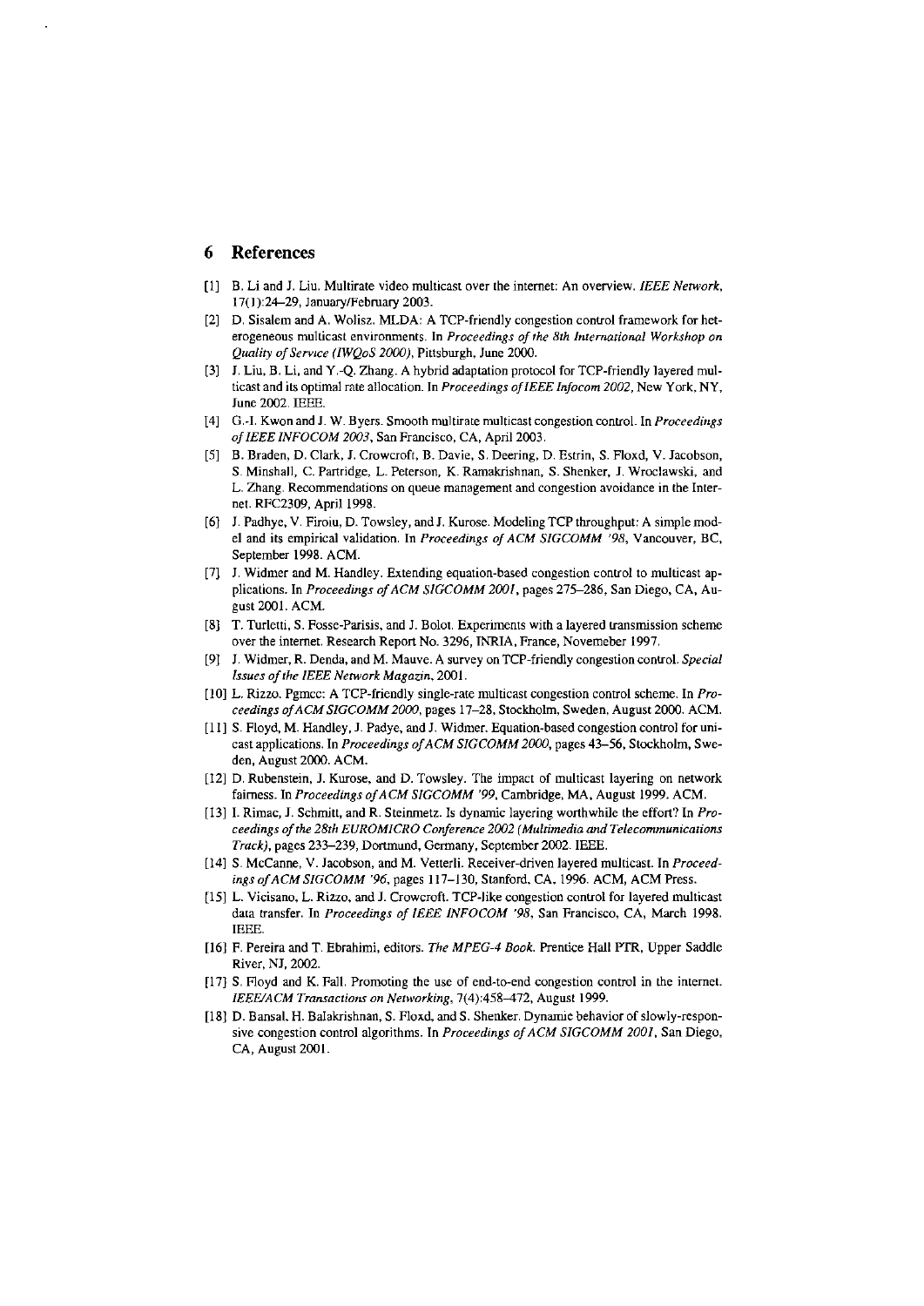## 6 References

[1] B. Li and J. Liu. Multirate video multicast over the internet: An overview. *IEEE Network*, 17(1):24–29, January/February 2003.

[2] D. Sisalem and A. Wolisz. MLDA: A TCP-friendly congestion control framework for heterogeneous multicast environments. In *Proceedings of the 8th International Workshop on Quality of Service (IWQoS 2000)*, Pittsburgh, June 2000.

[3] J. Liu, B. Li, and Y.-Q. Zhang. A hybrid adaptation protocol for TCP-friendly layered multicast and its optimal rate allocation. In *Proceedings of IEEE Infocom 2002*, New York, NY, June 2002. IEEE.

[4] G.-I. Kwon and J. W. Byers. Smooth multirate multicast congestion control. In *Proceedings of IEEE INFOCOM 2003*, San Francisco, CA, April 2003.

[5] B. Braden, D. Clark, J. Crowcroft, B. Davie, S. Deering, D. Estrin, S. Floxd, V. Jacobson, S. Minshall, C. Partridge, L. Peterson, K. Ramakrishnan, S. Shenker, J. Wroclawski, and L. Zhang. Recommendations on queue management and congestion avoidance in the Internet. RFC2309, April 1998.

[6] J. Padhye, V. Firoiu, D. Towsley, and J. Kurose. Modeling TCP throughput: A simple model and its empirical validation. In *Proceedings of ACM SIGCOMM '98*, Vancouver, BC, September 1998. ACM.

[7] J. Widmer and M. Handley. Extending equation-based congestion control to multicast applications. In *Proceedings of ACM SIGCOMM 2001*, pages 275–286, San Diego, CA, August 2001. ACM.

[8] T. Turletti, S. Fosse-Parisis, and J. Bolot. Experiments with a layered transmission scheme over the internet. Research Report No. 3296, INRIA, France, Novemeber 1997.

[9] J. Widmer, R. Denda, and M. Mauve. A survey on TCP-friendly congestion control. *Special Issues of the IEEE Network Magazin*, 2001.

[10] L. Rizzo. Pgmcc: A TCP-friendly single-rate multicast congestion control scheme. In *Proceedings of ACM SIGCOMM 2000*, pages 17–28, Stockholm, Sweden, August 2000. ACM.

[11] S. Floyd, M. Handley, J. Padye, and J. Widmer. Equation-based congestion control for unicast applications. In *Proceedings of ACM SIGCOMM 2000*, pages 43–56, Stockholm, Sweden, August 2000. ACM.

[12] D. Rubenstein, J. Kurose, and D. Towsley. The impact of multicast layering on network fairness. In *Proceedings of ACM SIGCOMM '99*, Cambridge, MA, August 1999. ACM.

[13] I. Rimac, J. Schmitt, and R. Steinmetz. Is dynamic layering worthwhile the effort? In *Proceedings of the 28th EUROMICRO Conference 2002 (Multimedia and Telecommunications Track)*, pages 233–239, Dortmund, Germany, September 2002. IEEE.

[14] S. McCanne, V. Jacobson, and M. Vetterli. Receiver-driven layered multicast. In *Proceedings of ACM SIGCOMM '96*, pages 117–130, Stanford, CA, 1996. ACM, ACM Press.

[15] L. Vicisano, L. Rizzo, and J. Crowcroft. TCP-like congestion control for layered multicast data transfer. In *Proceedings of IEEE INFOCOM '98*, San Francisco, CA, March 1998. IEEE.

[16] F. Pereira and T. Ebrahimi, editors. *The MPEG-4 Book*. Prentice Hall PTR, Upper Saddle River, NJ, 2002.

[17] S. Floyd and K. Fall. Promoting the use of end-to-end congestion control in the internet. *IEEE/ACM Transactions on Networking*, 7(4):458–472, August 1999.

[18] D. Bansal, H. Balakrishnan, S. Floxd, and S. Shenker. Dynamic behavior of slowly-responsive congestion control algorithms. In *Proceedings of ACM SIGCOMM 2001*, San Diego, CA, August 2001.